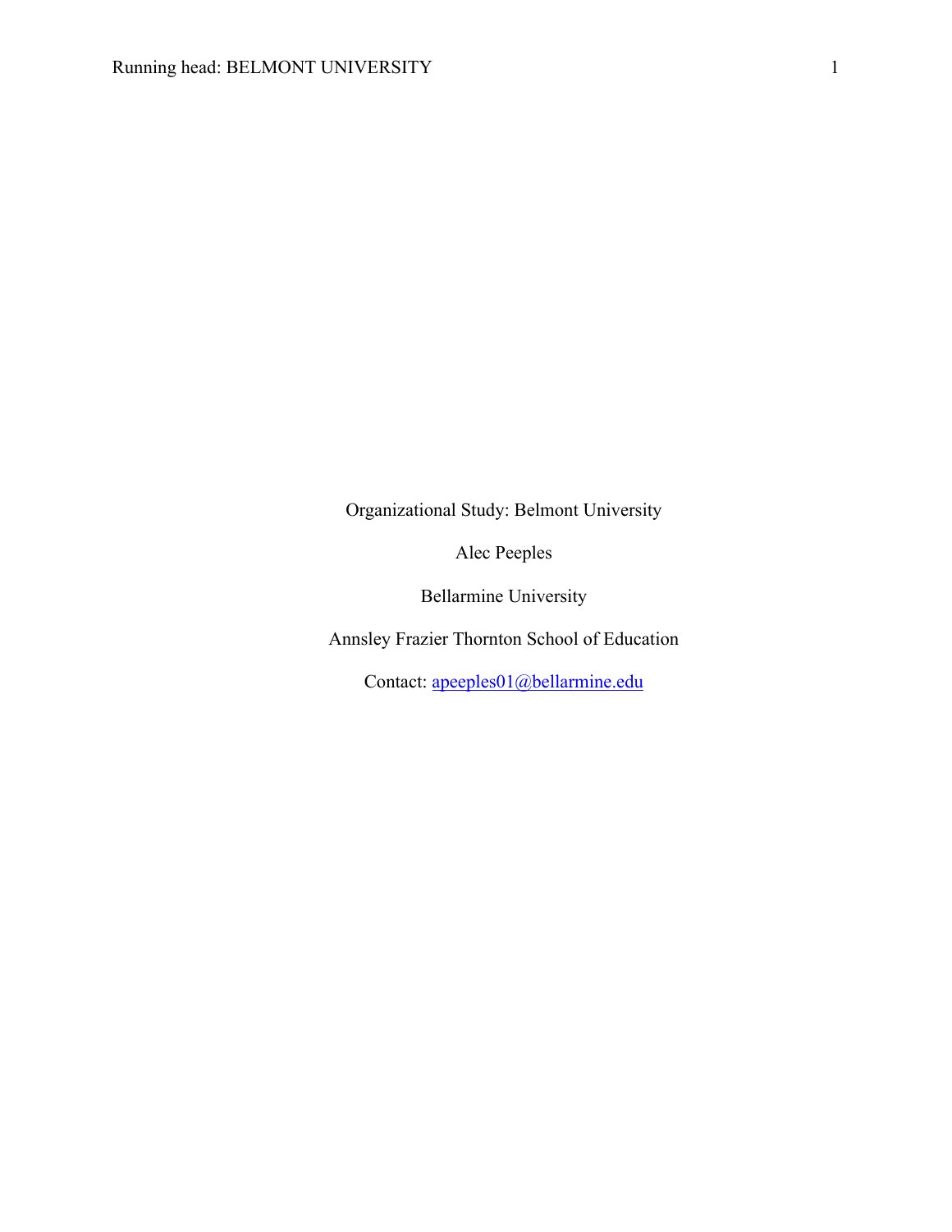# Organizational Study: Belmont University

Alec Peeples

Bellarmine University

Annsley Frazier Thornton School of Education

Contact: apeeples01@bellarmine.edu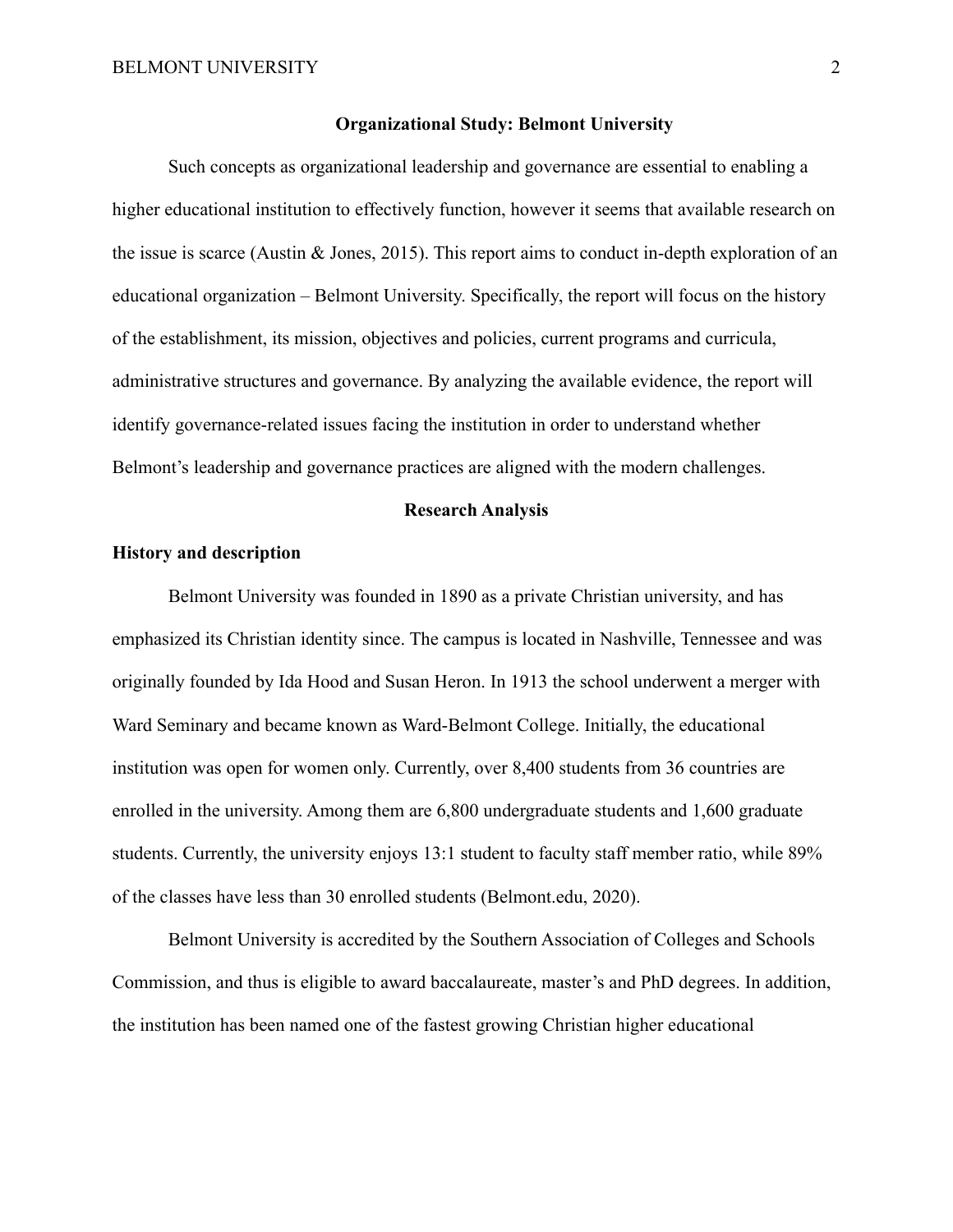## Organizational Study: Belmont University

Such concepts as organizational leadership and governance are essential to enabling a higher educational institution to effectively function, however it seems that available research on the issue is scarce (Austin & Jones, 2015). This report aims to conduct in-depth exploration of an educational organization – Belmont University. Specifically, the report will focus on the history of the establishment, its mission, objectives and policies, current programs and curricula, administrative structures and governance. By analyzing the available evidence, the report will identify governance-related issues facing the institution in order to understand whether Belmont's leadership and governance practices are aligned with the modern challenges.

## Research Analysis

### History and description

Belmont University was founded in 1890 as a private Christian university, and has emphasized its Christian identity since. The campus is located in Nashville, Tennessee and was originally founded by Ida Hood and Susan Heron. In 1913 the school underwent a merger with Ward Seminary and became known as Ward-Belmont College. Initially, the educational institution was open for women only. Currently, over 8,400 students from 36 countries are enrolled in the university. Among them are 6,800 undergraduate students and 1,600 graduate students. Currently, the university enjoys 13:1 student to faculty staff member ratio, while 89% of the classes have less than 30 enrolled students (Belmont.edu, 2020).

Belmont University is accredited by the Southern Association of Colleges and Schools Commission, and thus is eligible to award baccalaureate, master's and PhD degrees. In addition, the institution has been named one of the fastest growing Christian higher educational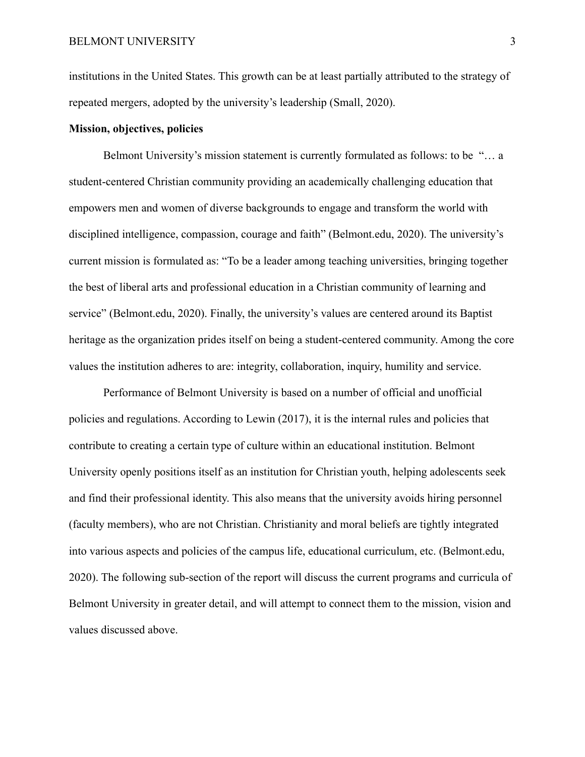institutions in the United States. This growth can be at least partially attributed to the strategy of repeated mergers, adopted by the university's leadership (Small, 2020).

**Mission, objectives, policies**

Belmont University's mission statement is currently formulated as follows: to be "… a student-centered Christian community providing an academically challenging education that empowers men and women of diverse backgrounds to engage and transform the world with disciplined intelligence, compassion, courage and faith" (Belmont.edu, 2020). The university's current mission is formulated as: "To be a leader among teaching universities, bringing together the best of liberal arts and professional education in a Christian community of learning and service" (Belmont.edu, 2020). Finally, the university's values are centered around its Baptist heritage as the organization prides itself on being a student-centered community. Among the core values the institution adheres to are: integrity, collaboration, inquiry, humility and service.

Performance of Belmont University is based on a number of official and unofficial policies and regulations. According to Lewin (2017), it is the internal rules and policies that contribute to creating a certain type of culture within an educational institution. Belmont University openly positions itself as an institution for Christian youth, helping adolescents seek and find their professional identity. This also means that the university avoids hiring personnel (faculty members), who are not Christian. Christianity and moral beliefs are tightly integrated into various aspects and policies of the campus life, educational curriculum, etc. (Belmont.edu, 2020). The following sub-section of the report will discuss the current programs and curricula of Belmont University in greater detail, and will attempt to connect them to the mission, vision and values discussed above.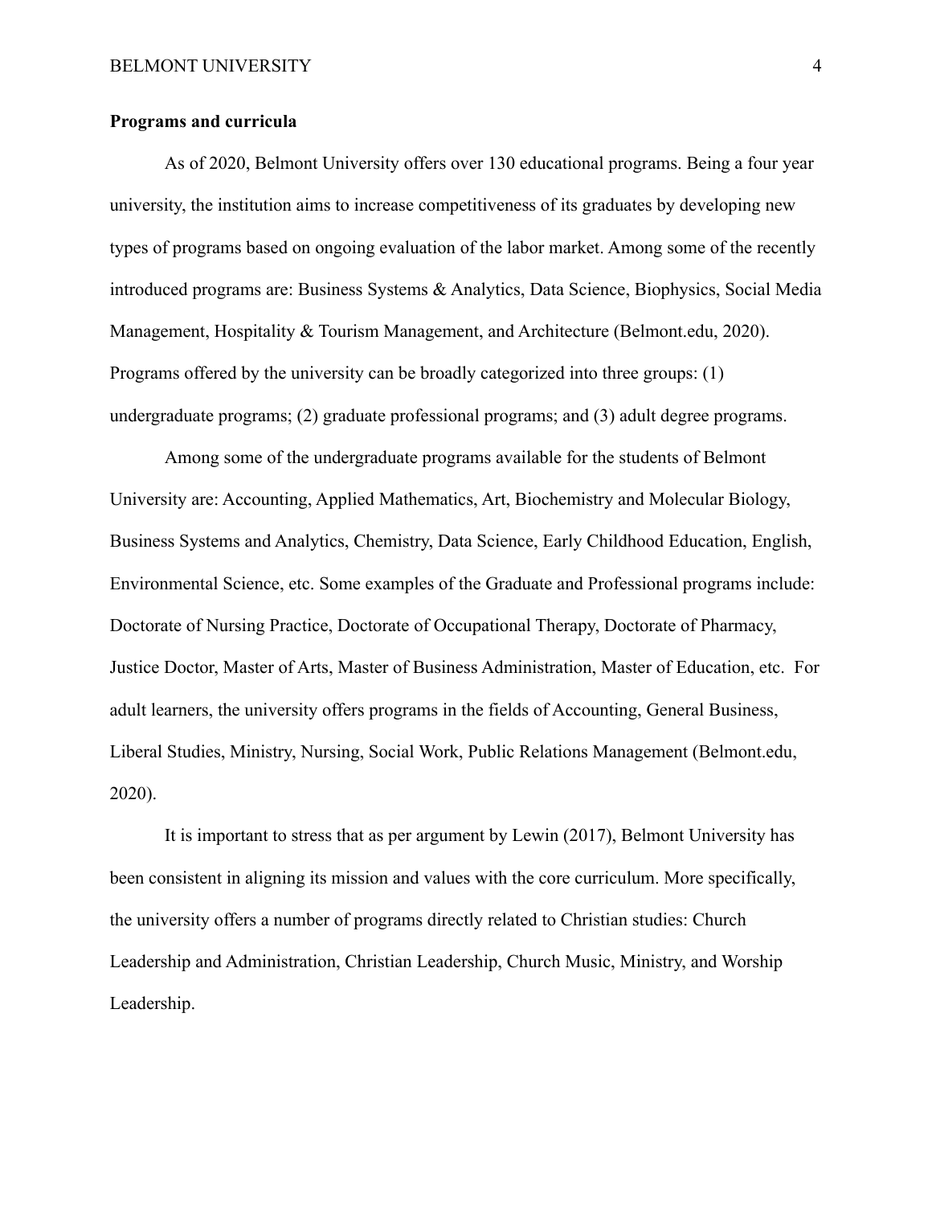**Programs and curricula**

As of 2020, Belmont University offers over 130 educational programs. Being a four year university, the institution aims to increase competitiveness of its graduates by developing new types of programs based on ongoing evaluation of the labor market. Among some of the recently introduced programs are: Business Systems & Analytics, Data Science, Biophysics, Social Media Management, Hospitality & Tourism Management, and Architecture (Belmont.edu, 2020). Programs offered by the university can be broadly categorized into three groups: (1) undergraduate programs; (2) graduate professional programs; and (3) adult degree programs.

Among some of the undergraduate programs available for the students of Belmont University are: Accounting, Applied Mathematics, Art, Biochemistry and Molecular Biology, Business Systems and Analytics, Chemistry, Data Science, Early Childhood Education, English, Environmental Science, etc. Some examples of the Graduate and Professional programs include: Doctorate of Nursing Practice, Doctorate of Occupational Therapy, Doctorate of Pharmacy, Justice Doctor, Master of Arts, Master of Business Administration, Master of Education, etc. For adult learners, the university offers programs in the fields of Accounting, General Business, Liberal Studies, Ministry, Nursing, Social Work, Public Relations Management (Belmont.edu, 2020).

It is important to stress that as per argument by Lewin (2017), Belmont University has been consistent in aligning its mission and values with the core curriculum. More specifically, the university offers a number of programs directly related to Christian studies: Church Leadership and Administration, Christian Leadership, Church Music, Ministry, and Worship Leadership.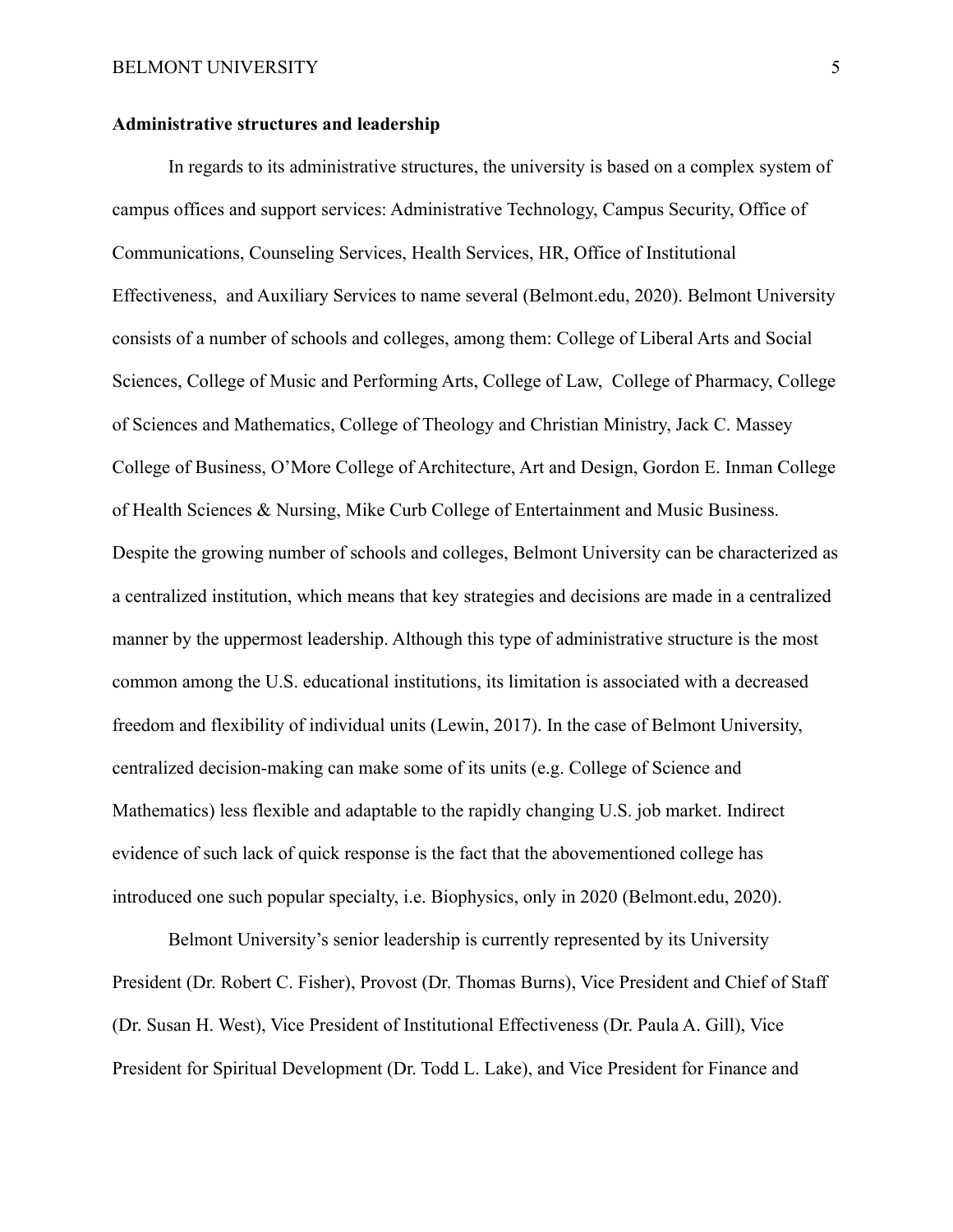**Administrative structures and leadership**

In regards to its administrative structures, the university is based on a complex system of campus offices and support services: Administrative Technology, Campus Security, Office of Communications, Counseling Services, Health Services, HR, Office of Institutional Effectiveness,  and Auxiliary Services to name several (Belmont.edu, 2020). Belmont University consists of a number of schools and colleges, among them: College of Liberal Arts and Social Sciences, College of Music and Performing Arts, College of Law,  College of Pharmacy, College of Sciences and Mathematics, College of Theology and Christian Ministry, Jack C. Massey College of Business, O'More College of Architecture, Art and Design, Gordon E. Inman College of Health Sciences & Nursing, Mike Curb College of Entertainment and Music Business. Despite the growing number of schools and colleges, Belmont University can be characterized as a centralized institution, which means that key strategies and decisions are made in a centralized manner by the uppermost leadership. Although this type of administrative structure is the most common among the U.S. educational institutions, its limitation is associated with a decreased freedom and flexibility of individual units (Lewin, 2017). In the case of Belmont University, centralized decision-making can make some of its units (e.g. College of Science and Mathematics) less flexible and adaptable to the rapidly changing U.S. job market. Indirect evidence of such lack of quick response is the fact that the abovementioned college has introduced one such popular specialty, i.e. Biophysics, only in 2020 (Belmont.edu, 2020).

Belmont University's senior leadership is currently represented by its University President (Dr. Robert C. Fisher), Provost (Dr. Thomas Burns), Vice President and Chief of Staff (Dr. Susan H. West), Vice President of Institutional Effectiveness (Dr. Paula A. Gill), Vice President for Spiritual Development (Dr. Todd L. Lake), and Vice President for Finance and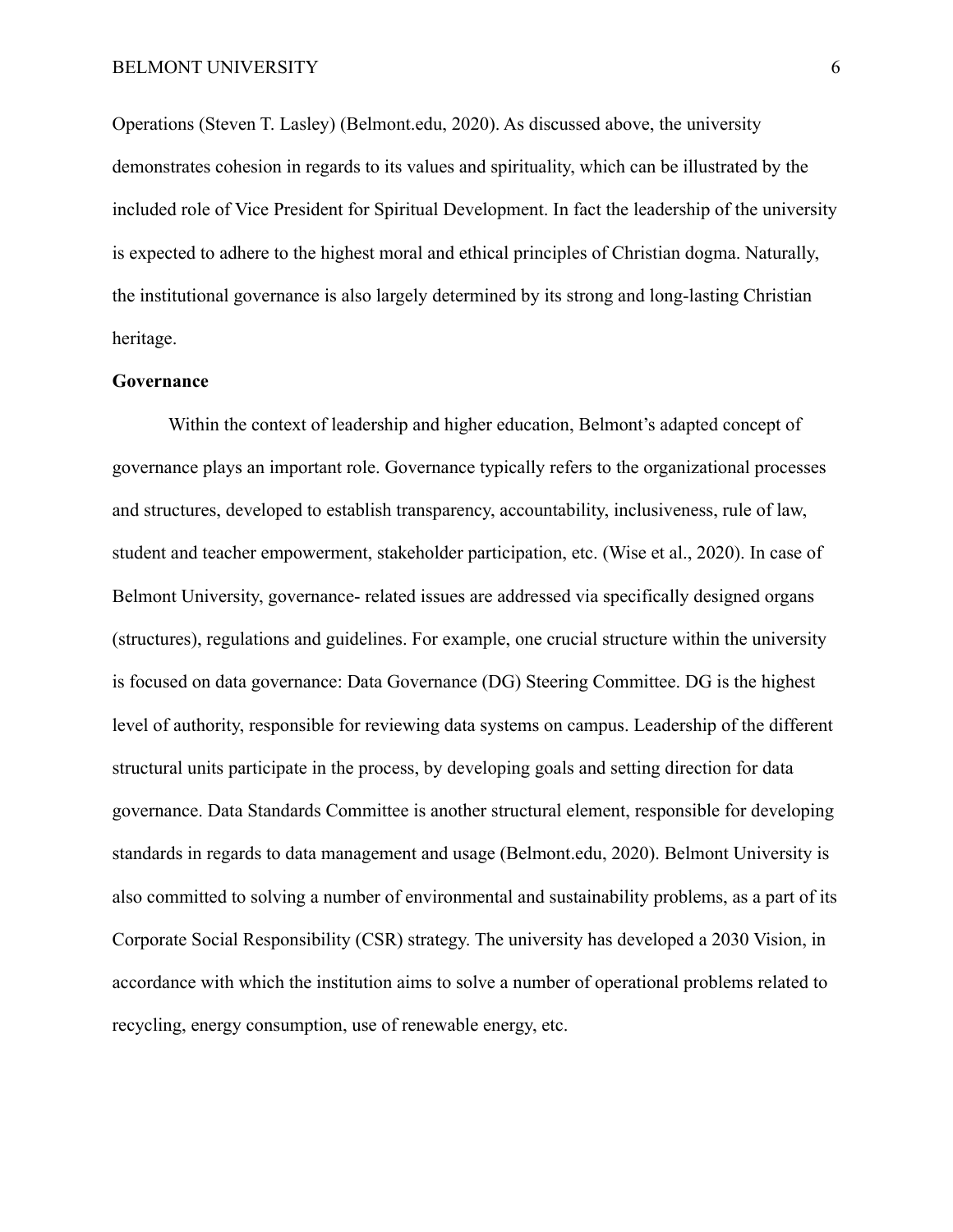Operations (Steven T. Lasley) (Belmont.edu, 2020). As discussed above, the university demonstrates cohesion in regards to its values and spirituality, which can be illustrated by the included role of Vice President for Spiritual Development. In fact the leadership of the university is expected to adhere to the highest moral and ethical principles of Christian dogma. Naturally, the institutional governance is also largely determined by its strong and long-lasting Christian heritage.

**Governance**

Within the context of leadership and higher education, Belmont's adapted concept of governance plays an important role. Governance typically refers to the organizational processes and structures, developed to establish transparency, accountability, inclusiveness, rule of law, student and teacher empowerment, stakeholder participation, etc. (Wise et al., 2020). In case of Belmont University, governance- related issues are addressed via specifically designed organs (structures), regulations and guidelines. For example, one crucial structure within the university is focused on data governance: Data Governance (DG) Steering Committee. DG is the highest level of authority, responsible for reviewing data systems on campus. Leadership of the different structural units participate in the process, by developing goals and setting direction for data governance. Data Standards Committee is another structural element, responsible for developing standards in regards to data management and usage (Belmont.edu, 2020). Belmont University is also committed to solving a number of environmental and sustainability problems, as a part of its Corporate Social Responsibility (CSR) strategy. The university has developed a 2030 Vision, in accordance with which the institution aims to solve a number of operational problems related to recycling, energy consumption, use of renewable energy, etc.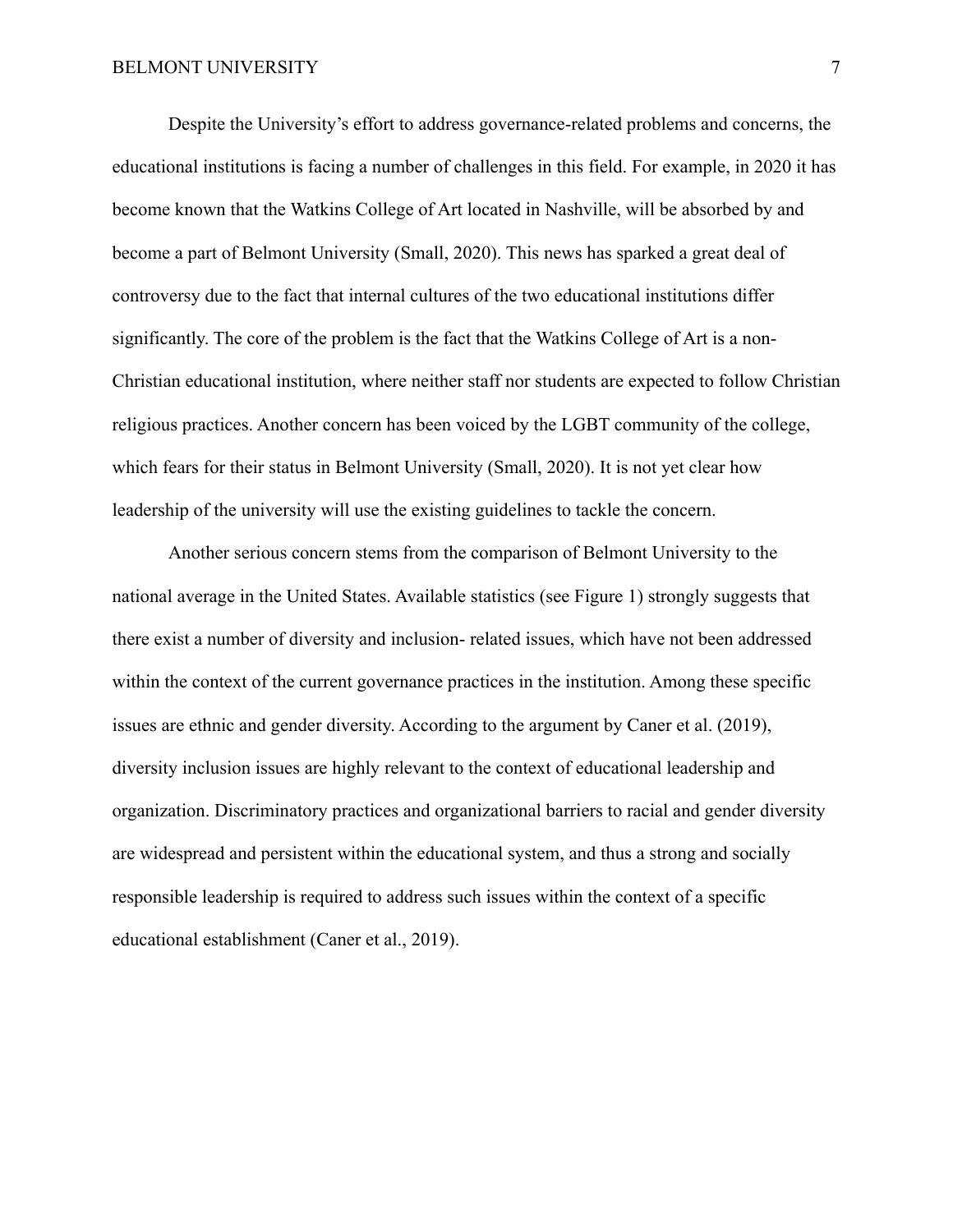Despite the University's effort to address governance-related problems and concerns, the educational institutions is facing a number of challenges in this field. For example, in 2020 it has become known that the Watkins College of Art located in Nashville, will be absorbed by and become a part of Belmont University (Small, 2020). This news has sparked a great deal of controversy due to the fact that internal cultures of the two educational institutions differ significantly. The core of the problem is the fact that the Watkins College of Art is a non-Christian educational institution, where neither staff nor students are expected to follow Christian religious practices. Another concern has been voiced by the LGBT community of the college, which fears for their status in Belmont University (Small, 2020). It is not yet clear how leadership of the university will use the existing guidelines to tackle the concern.

Another serious concern stems from the comparison of Belmont University to the national average in the United States. Available statistics (see Figure 1) strongly suggests that there exist a number of diversity and inclusion- related issues, which have not been addressed within the context of the current governance practices in the institution. Among these specific issues are ethnic and gender diversity. According to the argument by Caner et al. (2019), diversity inclusion issues are highly relevant to the context of educational leadership and organization. Discriminatory practices and organizational barriers to racial and gender diversity are widespread and persistent within the educational system, and thus a strong and socially responsible leadership is required to address such issues within the context of a specific educational establishment (Caner et al., 2019).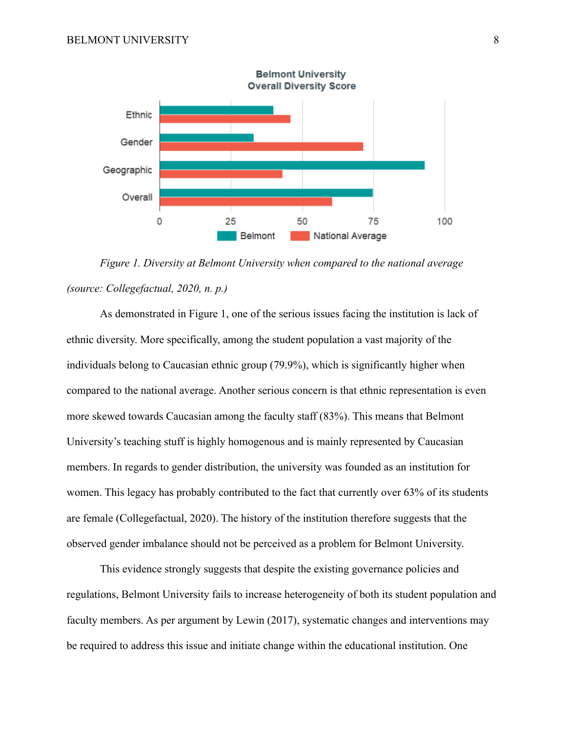*Figure 1. Diversity at Belmont University when compared to the national average (source: Collegefactual, 2020, n. p.)*

As demonstrated in Figure 1, one of the serious issues facing the institution is lack of ethnic diversity. More specifically, among the student population a vast majority of the individuals belong to Caucasian ethnic group (79.9%), which is significantly higher when compared to the national average. Another serious concern is that ethnic representation is even more skewed towards Caucasian among the faculty staff (83%). This means that Belmont University's teaching stuff is highly homogenous and is mainly represented by Caucasian members. In regards to gender distribution, the university was founded as an institution for women. This legacy has probably contributed to the fact that currently over 63% of its students are female (Collegefactual, 2020). The history of the institution therefore suggests that the observed gender imbalance should not be perceived as a problem for Belmont University.

This evidence strongly suggests that despite the existing governance policies and regulations, Belmont University fails to increase heterogeneity of both its student population and faculty members. As per argument by Lewin (2017), systematic changes and interventions may be required to address this issue and initiate change within the educational institution. One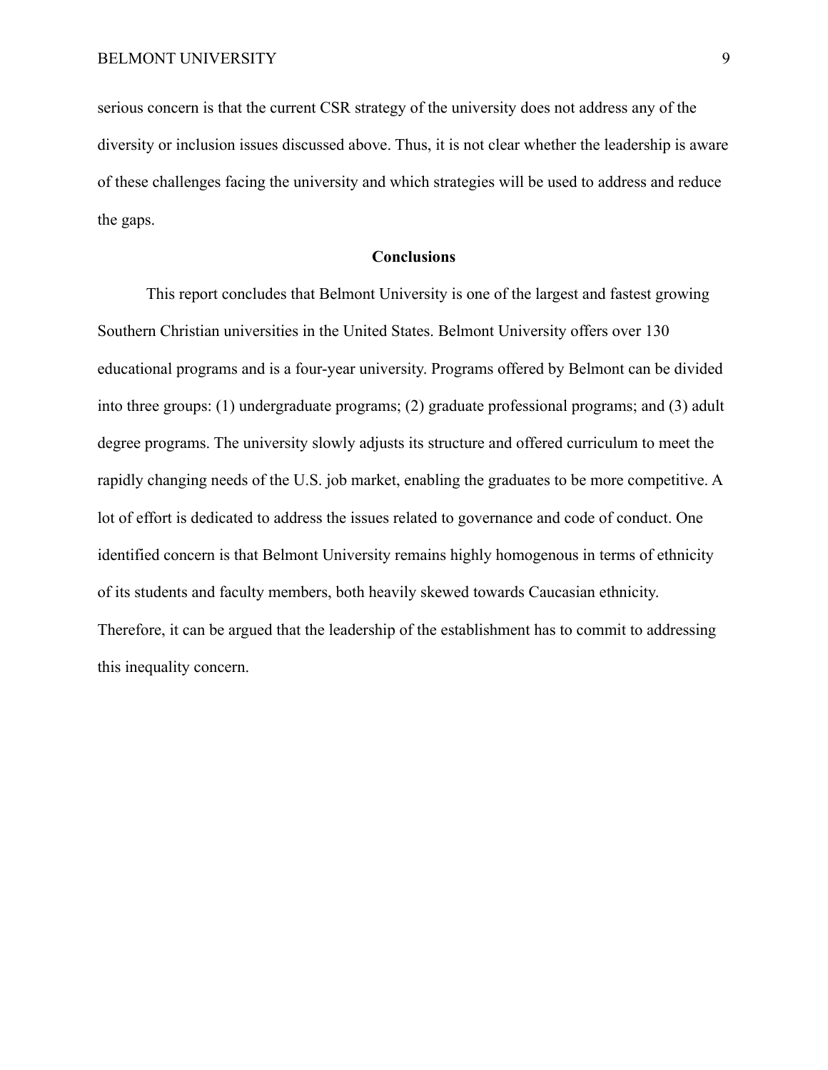serious concern is that the current CSR strategy of the university does not address any of the diversity or inclusion issues discussed above. Thus, it is not clear whether the leadership is aware of these challenges facing the university and which strategies will be used to address and reduce the gaps.

## Conclusions

This report concludes that Belmont University is one of the largest and fastest growing Southern Christian universities in the United States. Belmont University offers over 130 educational programs and is a four-year university. Programs offered by Belmont can be divided into three groups: (1) undergraduate programs; (2) graduate professional programs; and (3) adult degree programs. The university slowly adjusts its structure and offered curriculum to meet the rapidly changing needs of the U.S. job market, enabling the graduates to be more competitive. A lot of effort is dedicated to address the issues related to governance and code of conduct. One identified concern is that Belmont University remains highly homogenous in terms of ethnicity of its students and faculty members, both heavily skewed towards Caucasian ethnicity. Therefore, it can be argued that the leadership of the establishment has to commit to addressing this inequality concern.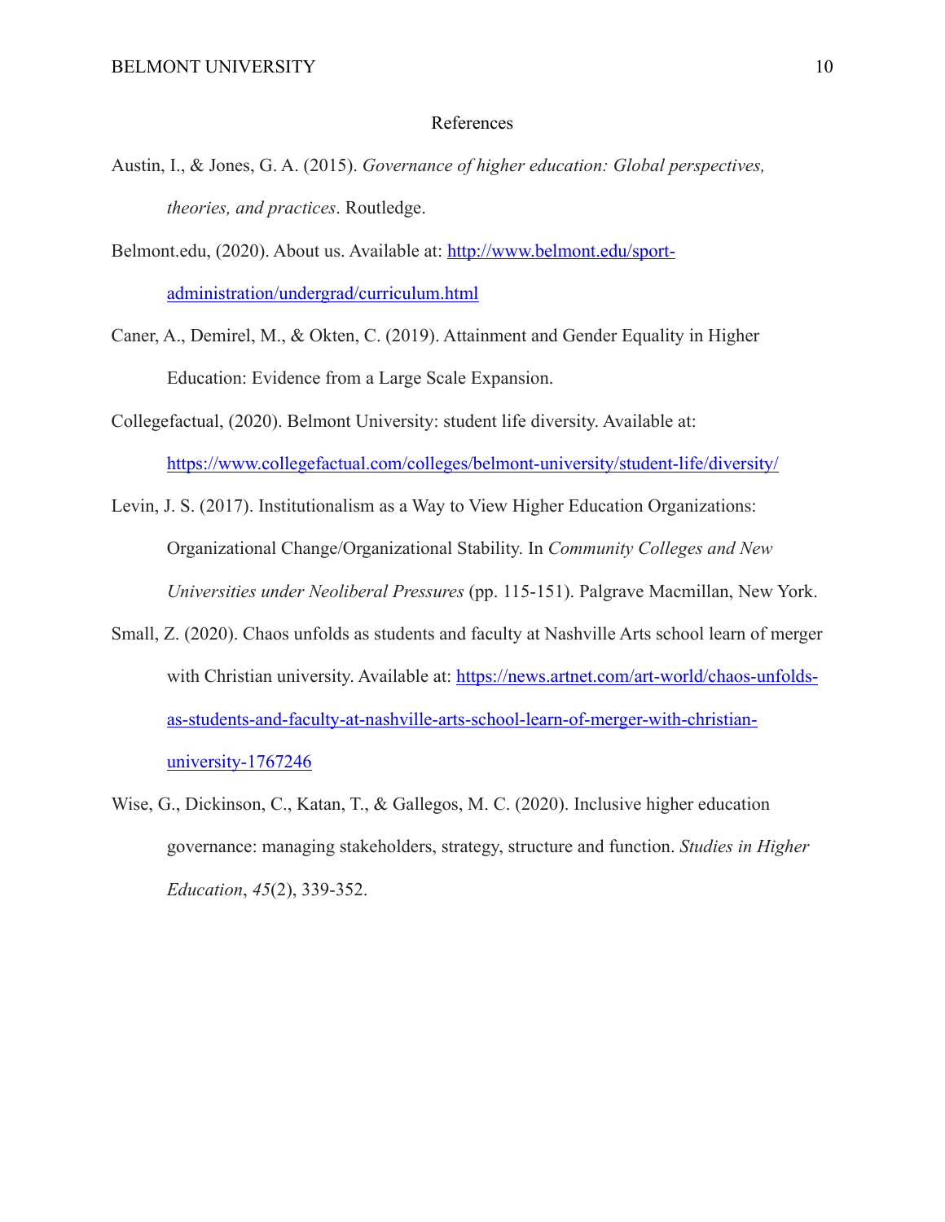# References

Austin, I., & Jones, G. A. (2015). *Governance of higher education: Global perspectives, theories, and practices*. Routledge.

Belmont.edu, (2020). About us. Available at: http://www.belmont.edu/sport-administration/undergrad/curriculum.html

Caner, A., Demirel, M., & Okten, C. (2019). Attainment and Gender Equality in Higher Education: Evidence from a Large Scale Expansion.

Collegefactual, (2020). Belmont University: student life diversity. Available at: https://www.collegefactual.com/colleges/belmont-university/student-life/diversity/

Levin, J. S. (2017). Institutionalism as a Way to View Higher Education Organizations: Organizational Change/Organizational Stability. In *Community Colleges and New Universities under Neoliberal Pressures* (pp. 115-151). Palgrave Macmillan, New York.

Small, Z. (2020). Chaos unfolds as students and faculty at Nashville Arts school learn of merger with Christian university. Available at: https://news.artnet.com/art-world/chaos-unfolds-as-students-and-faculty-at-nashville-arts-school-learn-of-merger-with-christian-university-1767246

Wise, G., Dickinson, C., Katan, T., & Gallegos, M. C. (2020). Inclusive higher education governance: managing stakeholders, strategy, structure and function. *Studies in Higher Education*, *45*(2), 339-352.